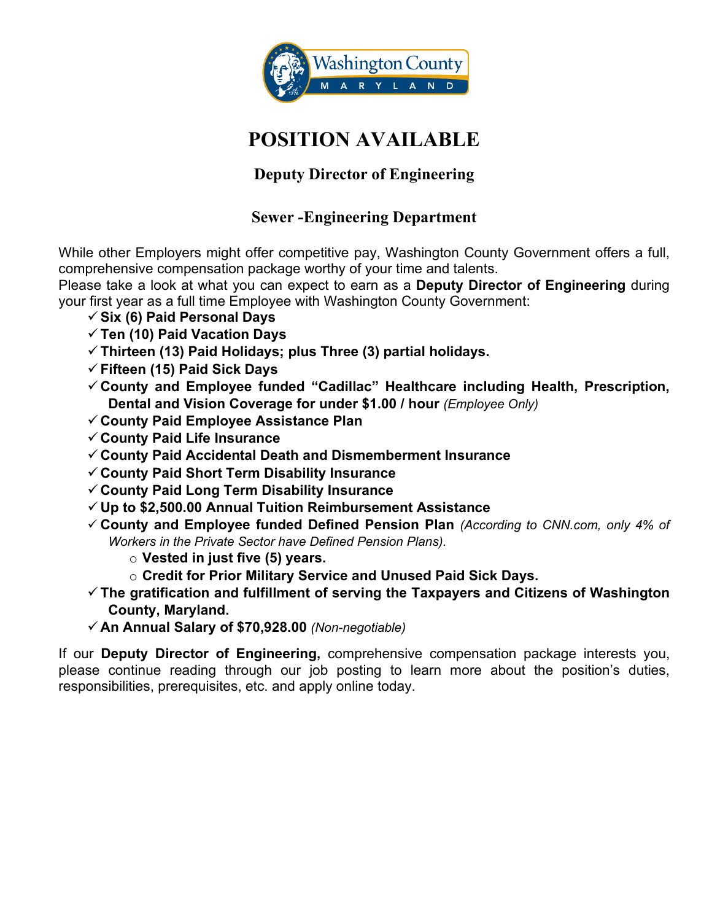# POSITION AVAILABLE

## Deputy Director of Engineering

## Sewer -Engineering Department

While other Employers might offer competitive pay, Washington County Government offers a full, comprehensive compensation package worthy of your time and talents.

Please take a look at what you can expect to earn as a **Deputy Director of Engineering** during your first year as a full time Employee with Washington County Government:

- ✓ **Six (6) Paid Personal Days**
- ✓ **Ten (10) Paid Vacation Days**
- ✓ **Thirteen (13) Paid Holidays; plus Three (3) partial holidays.**
- ✓ **Fifteen (15) Paid Sick Days**
- ✓ **County and Employee funded "Cadillac" Healthcare including Health, Prescription, Dental and Vision Coverage for under $1.00 / hour** *(Employee Only)*
- ✓ **County Paid Employee Assistance Plan**
- ✓ **County Paid Life Insurance**
- ✓ **County Paid Accidental Death and Dismemberment Insurance**
- ✓ **County Paid Short Term Disability Insurance**
- ✓ **County Paid Long Term Disability Insurance**
- ✓ **Up to $2,500.00 Annual Tuition Reimbursement Assistance**
- ✓ **County and Employee funded Defined Pension Plan** *(According to CNN.com, only 4% of Workers in the Private Sector have Defined Pension Plans).*
  - **Vested in just five (5) years.**
  - **Credit for Prior Military Service and Unused Paid Sick Days.**
- ✓ **The gratification and fulfillment of serving the Taxpayers and Citizens of Washington County, Maryland.**
- ✓ **An Annual Salary of $70,928.00** *(Non-negotiable)*

If our **Deputy Director of Engineering,** comprehensive compensation package interests you, please continue reading through our job posting to learn more about the position's duties, responsibilities, prerequisites, etc. and apply online today.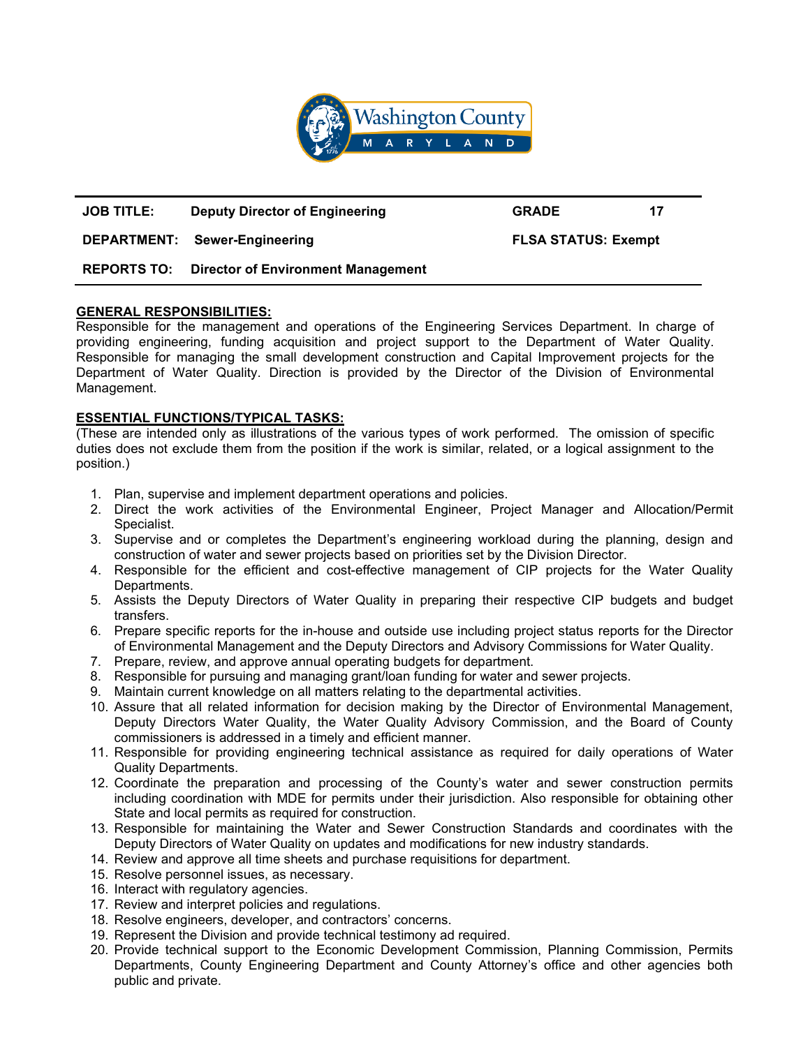| JOB TITLE: | Deputy Director of Engineering | GRADE | 17 |
|---|---|---|---|
| DEPARTMENT: | Sewer-Engineering | FLSA STATUS: Exempt | |
| REPORTS TO: | Director of Environment Management | | |

## GENERAL RESPONSIBILITIES:

Responsible for the management and operations of the Engineering Services Department. In charge of providing engineering, funding acquisition and project support to the Department of Water Quality. Responsible for managing the small development construction and Capital Improvement projects for the Department of Water Quality. Direction is provided by the Director of the Division of Environmental Management.

## ESSENTIAL FUNCTIONS/TYPICAL TASKS:

(These are intended only as illustrations of the various types of work performed. The omission of specific duties does not exclude them from the position if the work is similar, related, or a logical assignment to the position.)

1. Plan, supervise and implement department operations and policies.
2. Direct the work activities of the Environmental Engineer, Project Manager and Allocation/Permit Specialist.
3. Supervise and or completes the Department's engineering workload during the planning, design and construction of water and sewer projects based on priorities set by the Division Director.
4. Responsible for the efficient and cost-effective management of CIP projects for the Water Quality Departments.
5. Assists the Deputy Directors of Water Quality in preparing their respective CIP budgets and budget transfers.
6. Prepare specific reports for the in-house and outside use including project status reports for the Director of Environmental Management and the Deputy Directors and Advisory Commissions for Water Quality.
7. Prepare, review, and approve annual operating budgets for department.
8. Responsible for pursuing and managing grant/loan funding for water and sewer projects.
9. Maintain current knowledge on all matters relating to the departmental activities.
10. Assure that all related information for decision making by the Director of Environmental Management, Deputy Directors Water Quality, the Water Quality Advisory Commission, and the Board of County commissioners is addressed in a timely and efficient manner.
11. Responsible for providing engineering technical assistance as required for daily operations of Water Quality Departments.
12. Coordinate the preparation and processing of the County's water and sewer construction permits including coordination with MDE for permits under their jurisdiction. Also responsible for obtaining other State and local permits as required for construction.
13. Responsible for maintaining the Water and Sewer Construction Standards and coordinates with the Deputy Directors of Water Quality on updates and modifications for new industry standards.
14. Review and approve all time sheets and purchase requisitions for department.
15. Resolve personnel issues, as necessary.
16. Interact with regulatory agencies.
17. Review and interpret policies and regulations.
18. Resolve engineers, developer, and contractors' concerns.
19. Represent the Division and provide technical testimony ad required.
20. Provide technical support to the Economic Development Commission, Planning Commission, Permits Departments, County Engineering Department and County Attorney's office and other agencies both public and private.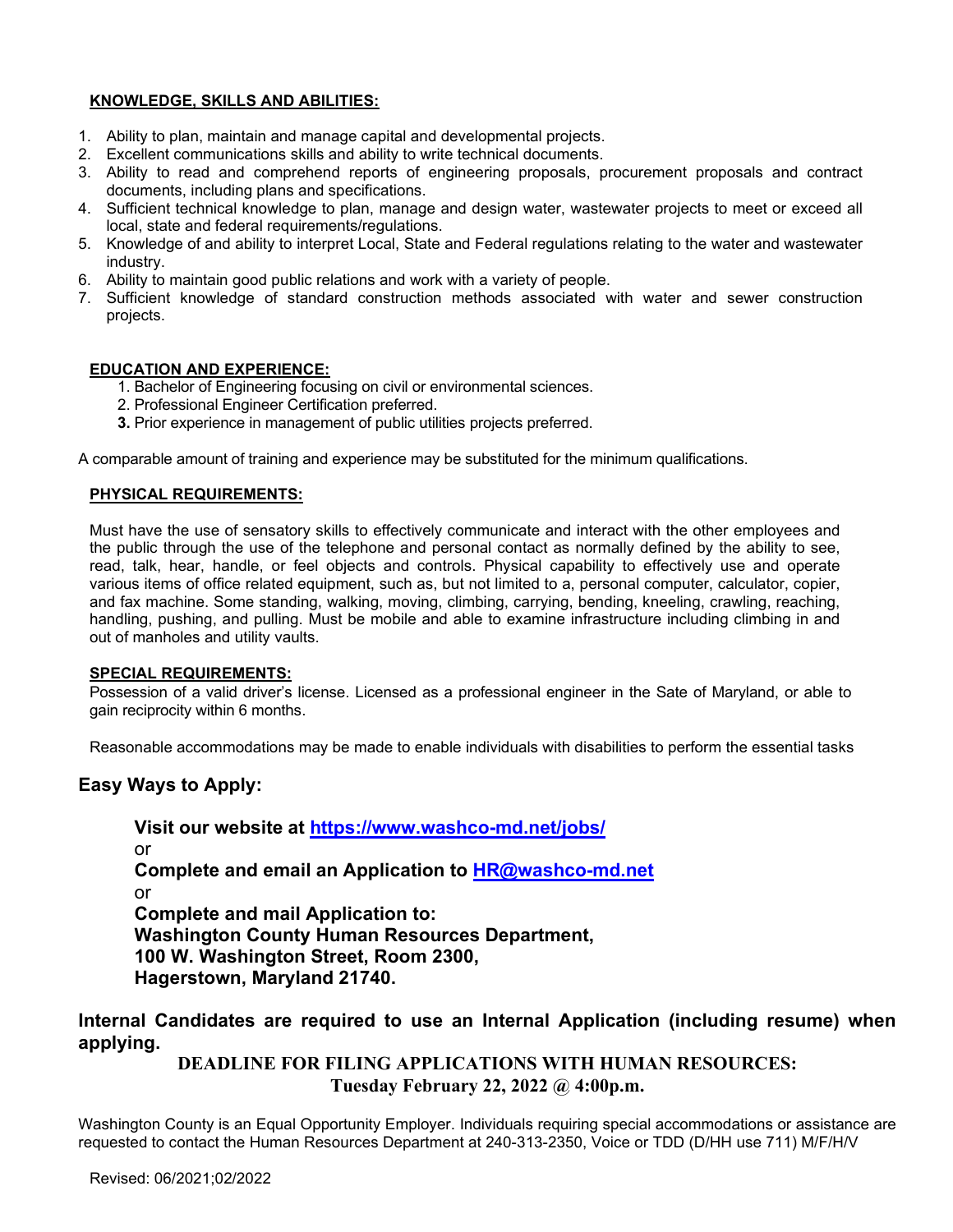**KNOWLEDGE, SKILLS AND ABILITIES:**

1. Ability to plan, maintain and manage capital and developmental projects.
2. Excellent communications skills and ability to write technical documents.
3. Ability to read and comprehend reports of engineering proposals, procurement proposals and contract documents, including plans and specifications.
4. Sufficient technical knowledge to plan, manage and design water, wastewater projects to meet or exceed all local, state and federal requirements/regulations.
5. Knowledge of and ability to interpret Local, State and Federal regulations relating to the water and wastewater industry.
6. Ability to maintain good public relations and work with a variety of people.
7. Sufficient knowledge of standard construction methods associated with water and sewer construction projects.

**EDUCATION AND EXPERIENCE:**

1. Bachelor of Engineering focusing on civil or environmental sciences.
2. Professional Engineer Certification preferred.
3. Prior experience in management of public utilities projects preferred.

A comparable amount of training and experience may be substituted for the minimum qualifications.

**PHYSICAL REQUIREMENTS:**

Must have the use of sensatory skills to effectively communicate and interact with the other employees and the public through the use of the telephone and personal contact as normally defined by the ability to see, read, talk, hear, handle, or feel objects and controls. Physical capability to effectively use and operate various items of office related equipment, such as, but not limited to a, personal computer, calculator, copier, and fax machine. Some standing, walking, moving, climbing, carrying, bending, kneeling, crawling, reaching, handling, pushing, and pulling. Must be mobile and able to examine infrastructure including climbing in and out of manholes and utility vaults.

**SPECIAL REQUIREMENTS:**

Possession of a valid driver's license. Licensed as a professional engineer in the Sate of Maryland, or able to gain reciprocity within 6 months.

Reasonable accommodations may be made to enable individuals with disabilities to perform the essential tasks

## Easy Ways to Apply:

**Visit our website at https://www.washco-md.net/jobs/**
or
**Complete and email an Application to HR@washco-md.net**
or
**Complete and mail Application to:**
**Washington County Human Resources Department,**
**100 W. Washington Street, Room 2300,**
**Hagerstown, Maryland 21740.**

**Internal Candidates are required to use an Internal Application (including resume) when applying.**

**DEADLINE FOR FILING APPLICATIONS WITH HUMAN RESOURCES:**
**Tuesday February 22, 2022 @ 4:00p.m.**

Washington County is an Equal Opportunity Employer. Individuals requiring special accommodations or assistance are requested to contact the Human Resources Department at 240-313-2350, Voice or TDD (D/HH use 711) M/F/H/V

Revised: 06/2021;02/2022